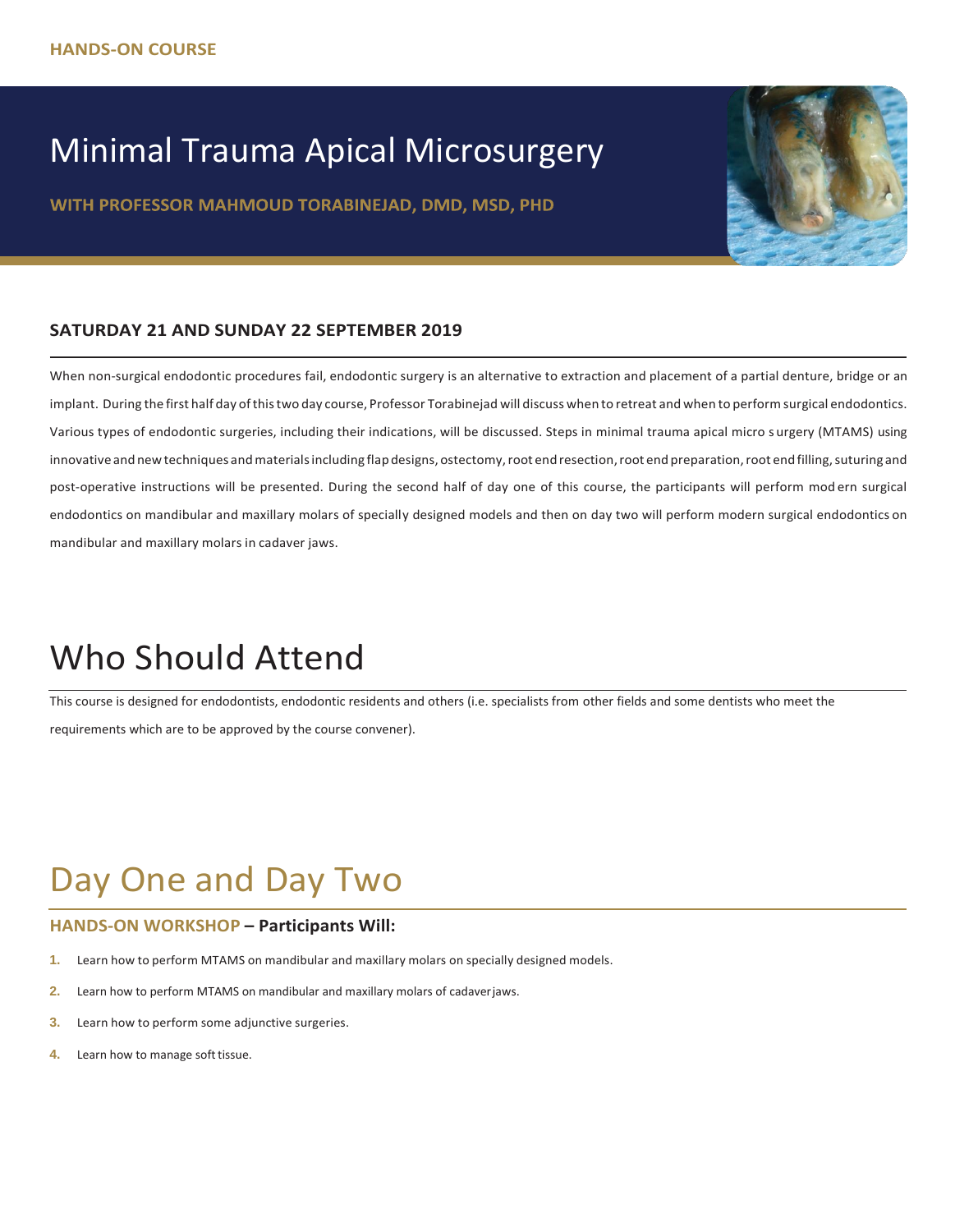**HANDS-ON COURSE**

# Minimal Trauma Apical Microsurgery

**WITH PROFESSOR MAHMOUD TORABINEJAD, DMD, MSD, PHD**

**SATURDAY 21 AND SUNDAY 22 SEPTEMBER 2019**

When non-surgical endodontic procedures fail, endodontic surgery is an alternative to extraction and placement of a partial denture, bridge or an implant. During the first half day of this two day course, Professor Torabinejad will discuss when to retreat and when to perform surgical endodontics. Various types of endodontic surgeries, including their indications, will be discussed. Steps in minimal trauma apical micro surgery (MTAMS) using innovative and new techniques and materials including flap designs, ostectomy, root end resection, root end preparation, root end filling, suturing and post-operative instructions will be presented. During the second half of day one of this course, the participants will perform modern surgical endodontics on mandibular and maxillary molars of specially designed models and then on day two will perform modern surgical endodontics on mandibular and maxillary molars in cadaver jaws.

## Who Should Attend

This course is designed for endodontists, endodontic residents and others (i.e. specialists from other fields and some dentists who meet the requirements which are to be approved by the course convener).

## Day One and Day Two

**HANDS-ON WORKSHOP – Participants Will:**

1. Learn how to perform MTAMS on mandibular and maxillary molars on specially designed models.
2. Learn how to perform MTAMS on mandibular and maxillary molars of cadaver jaws.
3. Learn how to perform some adjunctive surgeries.
4. Learn how to manage soft tissue.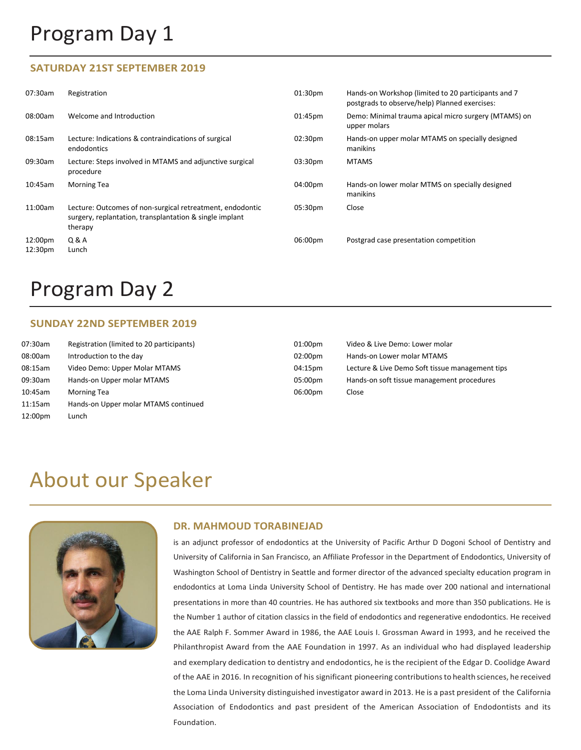# Program Day 1

## SATURDAY 21ST SEPTEMBER 2019

| Time | Session |
|---|---|
| 07:30am | Registration |
| 08:00am | Welcome and Introduction |
| 08:15am | Lecture: Indications & contraindications of surgical endodontics |
| 09:30am | Lecture: Steps involved in MTAMS and adjunctive surgical procedure |
| 10:45am | Morning Tea |
| 11:00am | Lecture: Outcomes of non-surgical retreatment, endodontic surgery, replantation, transplantation & single implant therapy |
| 12:00pm | Q & A |
| 12:30pm | Lunch |
| 01:30pm | Hands-on Workshop (limited to 20 participants and 7 postgrads to observe/help) Planned exercises: |
| 01:45pm | Demo: Minimal trauma apical micro surgery (MTAMS) on upper molars |
| 02:30pm | Hands-on upper molar MTAMS on specially designed manikins |
| 03:30pm | MTAMS |
| 04:00pm | Hands-on lower molar MTMS on specially designed manikins |
| 05:30pm | Close |
| 06:00pm | Postgrad case presentation competition |

# Program Day 2

## SUNDAY 22ND SEPTEMBER 2019

| Time | Session |
|---|---|
| 07:30am | Registration (limited to 20 participants) |
| 08:00am | Introduction to the day |
| 08:15am | Video Demo: Upper Molar MTAMS |
| 09:30am | Hands-on Upper molar MTAMS |
| 10:45am | Morning Tea |
| 11:15am | Hands-on Upper molar MTAMS continued |
| 12:00pm | Lunch |
| 01:00pm | Video & Live Demo: Lower molar |
| 02:00pm | Hands-on Lower molar MTAMS |
| 04:15pm | Lecture & Live Demo Soft tissue management tips |
| 05:00pm | Hands-on soft tissue management procedures |
| 06:00pm | Close |

# About our Speaker

### DR. MAHMOUD TORABINEJAD

is an adjunct professor of endodontics at the University of Pacific Arthur D Dogoni School of Dentistry and University of California in San Francisco, an Affiliate Professor in the Department of Endodontics, University of Washington School of Dentistry in Seattle and former director of the advanced specialty education program in endodontics at Loma Linda University School of Dentistry. He has made over 200 national and international presentations in more than 40 countries. He has authored six textbooks and more than 350 publications. He is the Number 1 author of citation classics in the field of endodontics and regenerative endodontics. He received the AAE Ralph F. Sommer Award in 1986, the AAE Louis I. Grossman Award in 1993, and he received the Philanthropist Award from the AAE Foundation in 1997. As an individual who had displayed leadership and exemplary dedication to dentistry and endodontics, he is the recipient of the Edgar D. Coolidge Award of the AAE in 2016. In recognition of his significant pioneering contributions to health sciences, he received the Loma Linda University distinguished investigator award in 2013. He is a past president of the California Association of Endodontics and past president of the American Association of Endodontists and its Foundation.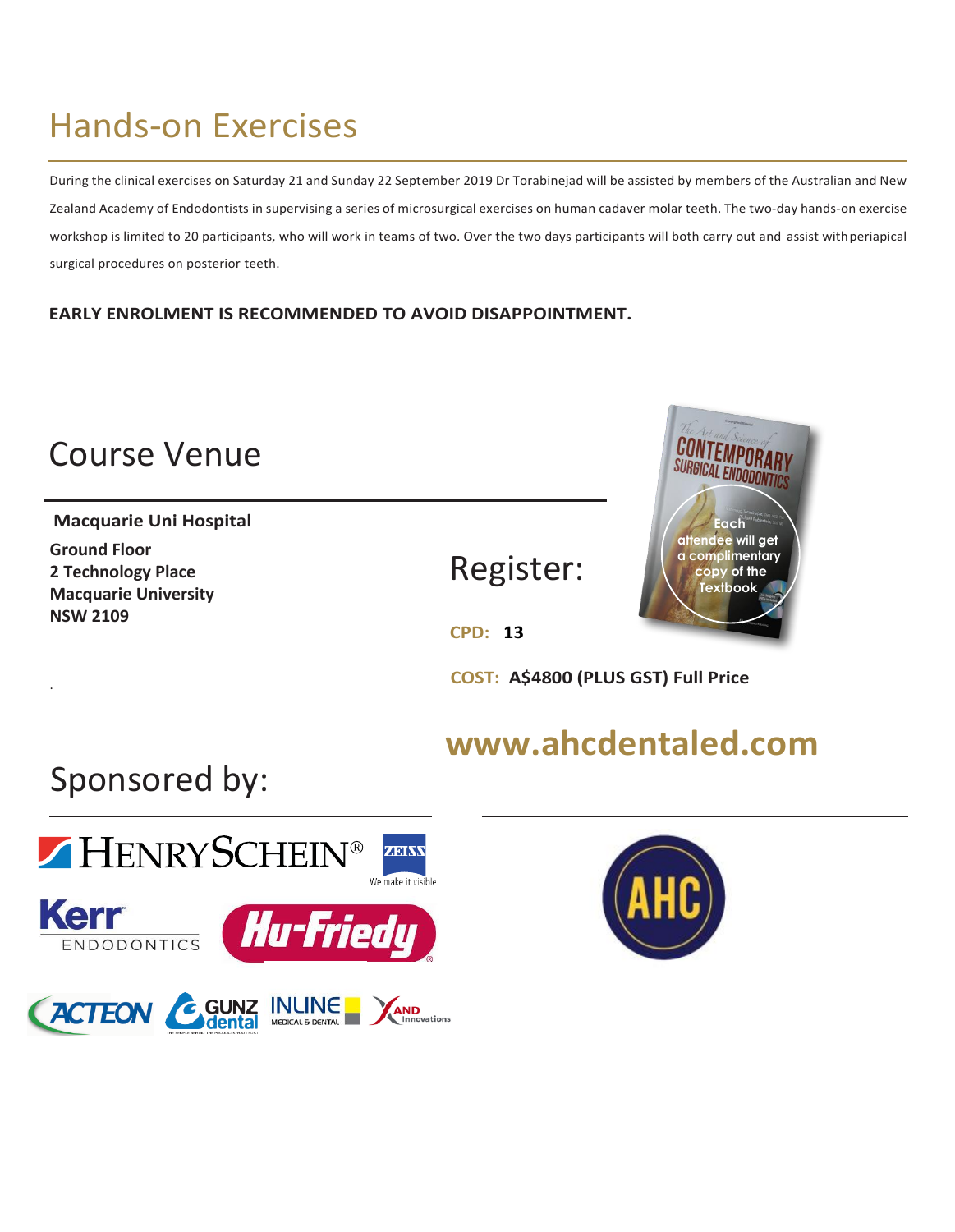# Hands-on Exercises

During the clinical exercises on Saturday 21 and Sunday 22 September 2019 Dr Torabinejad will be assisted by members of the Australian and New Zealand Academy of Endodontists in supervising a series of microsurgical exercises on human cadaver molar teeth. The two-day hands-on exercise workshop is limited to 20 participants, who will work in teams of two. Over the two days participants will both carry out and assist with periapical surgical procedures on posterior teeth.

**EARLY ENROLMENT IS RECOMMENDED TO AVOID DISAPPOINTMENT.**

# Course Venue

**Macquarie Uni Hospital**
**Ground Floor**
**2 Technology Place**
**Macquarie University**
**NSW 2109**

# Register:

Each attendee will get a complimentary copy of the Textbook

**CPD: 13**

**COST: A$4800 (PLUS GST) Full Price**

**www.ahcdentaled.com**

# Sponsored by:

HENRY SCHEIN® ZEISS We make it visible.

Kerr ENDODONTICS Hu-Friedy

ACTEON GUNZ dental INLINE MEDICAL & DENTAL AND Innovations

AHC